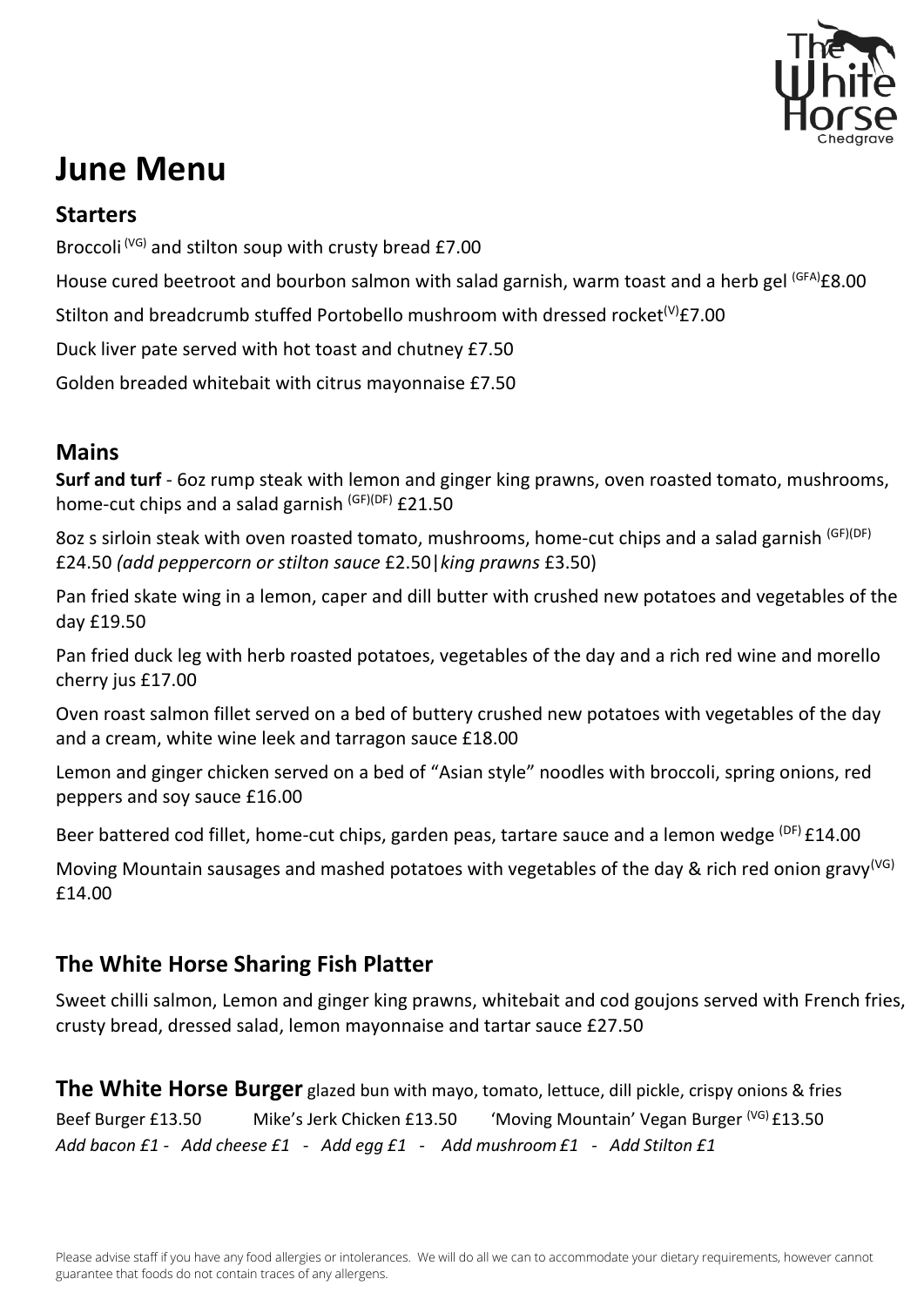# June Menu

## Starters

Broccoli (VG) and stilton soup with crusty bread £7.00

House cured beetroot and bourbon salmon with salad garnish, warm toast and a herb gel (GFA) £8.00

Stilton and breadcrumb stuffed Portobello mushroom with dressed rocket (V) £7.00

Duck liver pate served with hot toast and chutney £7.50

Golden breaded whitebait with citrus mayonnaise £7.50

## Mains

**Surf and turf** - 6oz rump steak with lemon and ginger king prawns, oven roasted tomato, mushrooms, home-cut chips and a salad garnish (GF)(DF) £21.50

8oz s sirloin steak with oven roasted tomato, mushrooms, home-cut chips and a salad garnish (GF)(DF) £24.50 *(add peppercorn or stilton sauce* £2.50|*king prawns* £3.50)

Pan fried skate wing in a lemon, caper and dill butter with crushed new potatoes and vegetables of the day £19.50

Pan fried duck leg with herb roasted potatoes, vegetables of the day and a rich red wine and morello cherry jus £17.00

Oven roast salmon fillet served on a bed of buttery crushed new potatoes with vegetables of the day and a cream, white wine leek and tarragon sauce £18.00

Lemon and ginger chicken served on a bed of "Asian style" noodles with broccoli, spring onions, red peppers and soy sauce £16.00

Beer battered cod fillet, home-cut chips, garden peas, tartare sauce and a lemon wedge (DF) £14.00

Moving Mountain sausages and mashed potatoes with vegetables of the day & rich red onion gravy (VG) £14.00

## The White Horse Sharing Fish Platter

Sweet chilli salmon, Lemon and ginger king prawns, whitebait and cod goujons served with French fries, crusty bread, dressed salad, lemon mayonnaise and tartar sauce £27.50

## The White Horse Burger

glazed bun with mayo, tomato, lettuce, dill pickle, crispy onions & fries

Beef Burger £13.50 Mike's Jerk Chicken £13.50 'Moving Mountain' Vegan Burger (VG) £13.50

*Add bacon £1 - Add cheese £1 - Add egg £1 - Add mushroom £1 - Add Stilton £1*

Please advise staff if you have any food allergies or intolerances. We will do all we can to accommodate your dietary requirements, however cannot guarantee that foods do not contain traces of any allergens.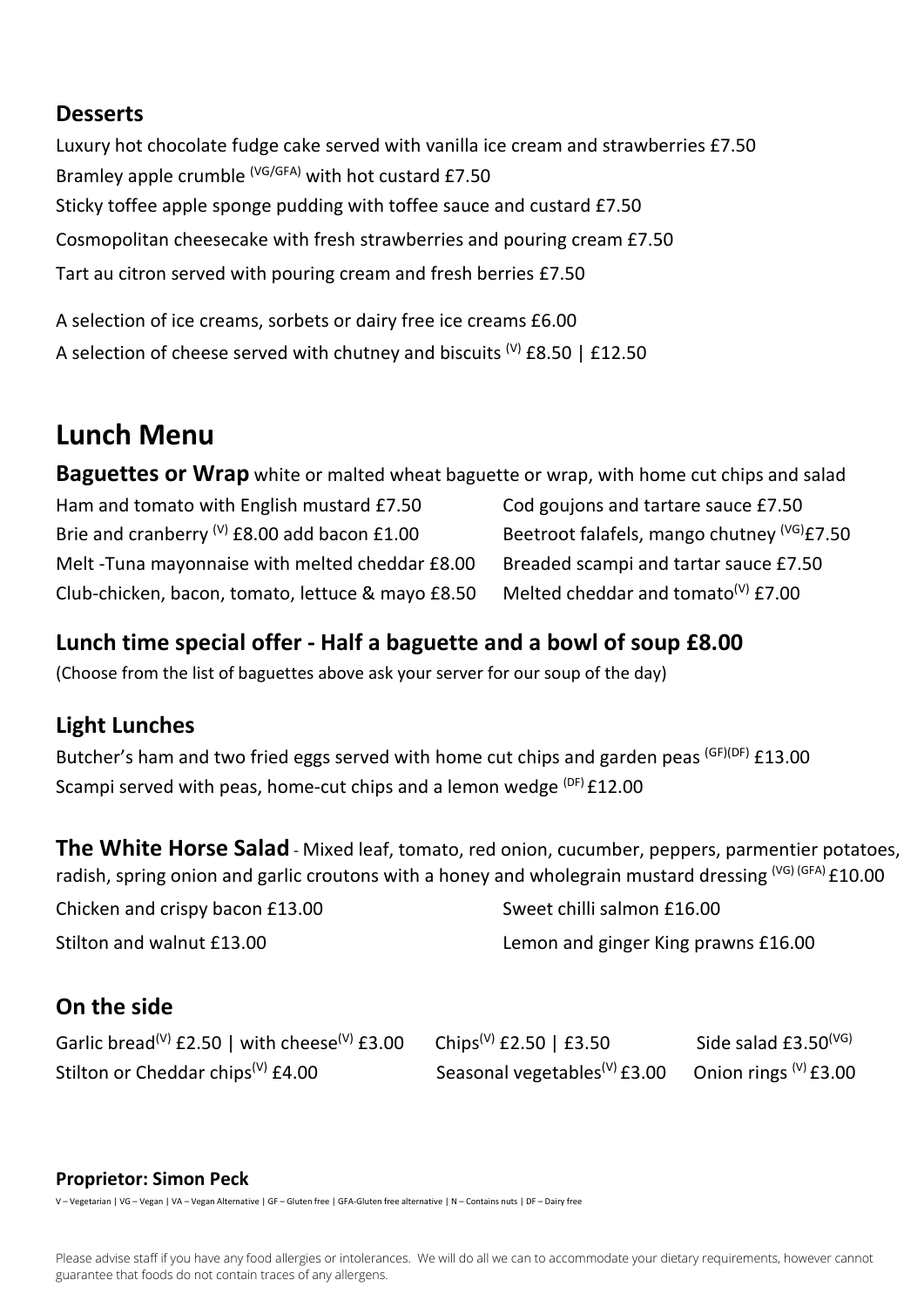## Desserts

Luxury hot chocolate fudge cake served with vanilla ice cream and strawberries £7.50

Bramley apple crumble (VG/GFA) with hot custard £7.50

Sticky toffee apple sponge pudding with toffee sauce and custard £7.50

Cosmopolitan cheesecake with fresh strawberries and pouring cream £7.50

Tart au citron served with pouring cream and fresh berries £7.50

A selection of ice creams, sorbets or dairy free ice creams £6.00

A selection of cheese served with chutney and biscuits (V) £8.50 | £12.50

# Lunch Menu

**Baguettes or Wrap** white or malted wheat baguette or wrap, with home cut chips and salad

Ham and tomato with English mustard £7.50

Brie and cranberry (V) £8.00 add bacon £1.00

Melt -Tuna mayonnaise with melted cheddar £8.00

Club-chicken, bacon, tomato, lettuce & mayo £8.50

Cod goujons and tartare sauce £7.50

Beetroot falafels, mango chutney (VG) £7.50

Breaded scampi and tartar sauce £7.50

Melted cheddar and tomato(V) £7.00

## Lunch time special offer - Half a baguette and a bowl of soup £8.00

(Choose from the list of baguettes above ask your server for our soup of the day)

## Light Lunches

Butcher's ham and two fried eggs served with home cut chips and garden peas (GF)(DF) £13.00

Scampi served with peas, home-cut chips and a lemon wedge (DF) £12.00

**The White Horse Salad** - Mixed leaf, tomato, red onion, cucumber, peppers, parmentier potatoes, radish, spring onion and garlic croutons with a honey and wholegrain mustard dressing (VG) (GFA) £10.00

Chicken and crispy bacon £13.00

Stilton and walnut £13.00

Sweet chilli salmon £16.00

Lemon and ginger King prawns £16.00

## On the side

Garlic bread(V) £2.50 | with cheese(V) £3.00

Stilton or Cheddar chips(V) £4.00

Chips(V) £2.50 | £3.50

Seasonal vegetables(V) £3.00

Side salad £3.50(VG)

Onion rings (V) £3.00

**Proprietor: Simon Peck**

V – Vegetarian | VG – Vegan | VA – Vegan Alternative | GF – Gluten free | GFA-Gluten free alternative | N – Contains nuts | DF – Dairy free

Please advise staff if you have any food allergies or intolerances. We will do all we can to accommodate your dietary requirements, however cannot guarantee that foods do not contain traces of any allergens.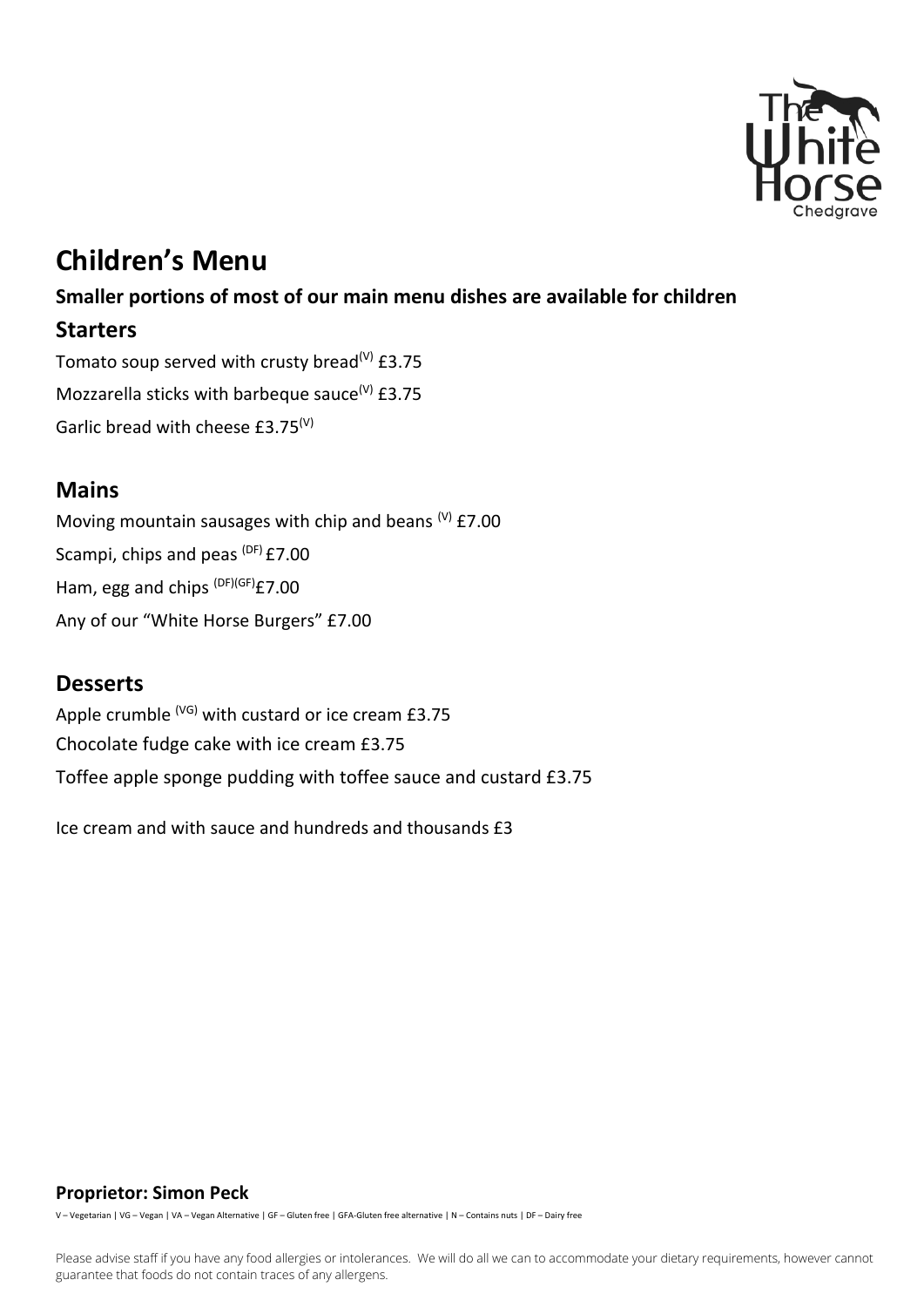# Children's Menu

**Smaller portions of most of our main menu dishes are available for children**

## Starters

Tomato soup served with crusty bread(V) £3.75

Mozzarella sticks with barbeque sauce(V) £3.75

Garlic bread with cheese £3.75(V)

## Mains

Moving mountain sausages with chip and beans (V) £7.00

Scampi, chips and peas (DF) £7.00

Ham, egg and chips (DF)(GF)£7.00

Any of our "White Horse Burgers" £7.00

## Desserts

Apple crumble (VG) with custard or ice cream £3.75

Chocolate fudge cake with ice cream £3.75

Toffee apple sponge pudding with toffee sauce and custard £3.75

Ice cream and with sauce and hundreds and thousands £3

**Proprietor: Simon Peck**

V – Vegetarian | VG – Vegan | VA – Vegan Alternative | GF – Gluten free | GFA-Gluten free alternative | N – Contains nuts | DF – Dairy free

Please advise staff if you have any food allergies or intolerances. We will do all we can to accommodate your dietary requirements, however cannot guarantee that foods do not contain traces of any allergens.